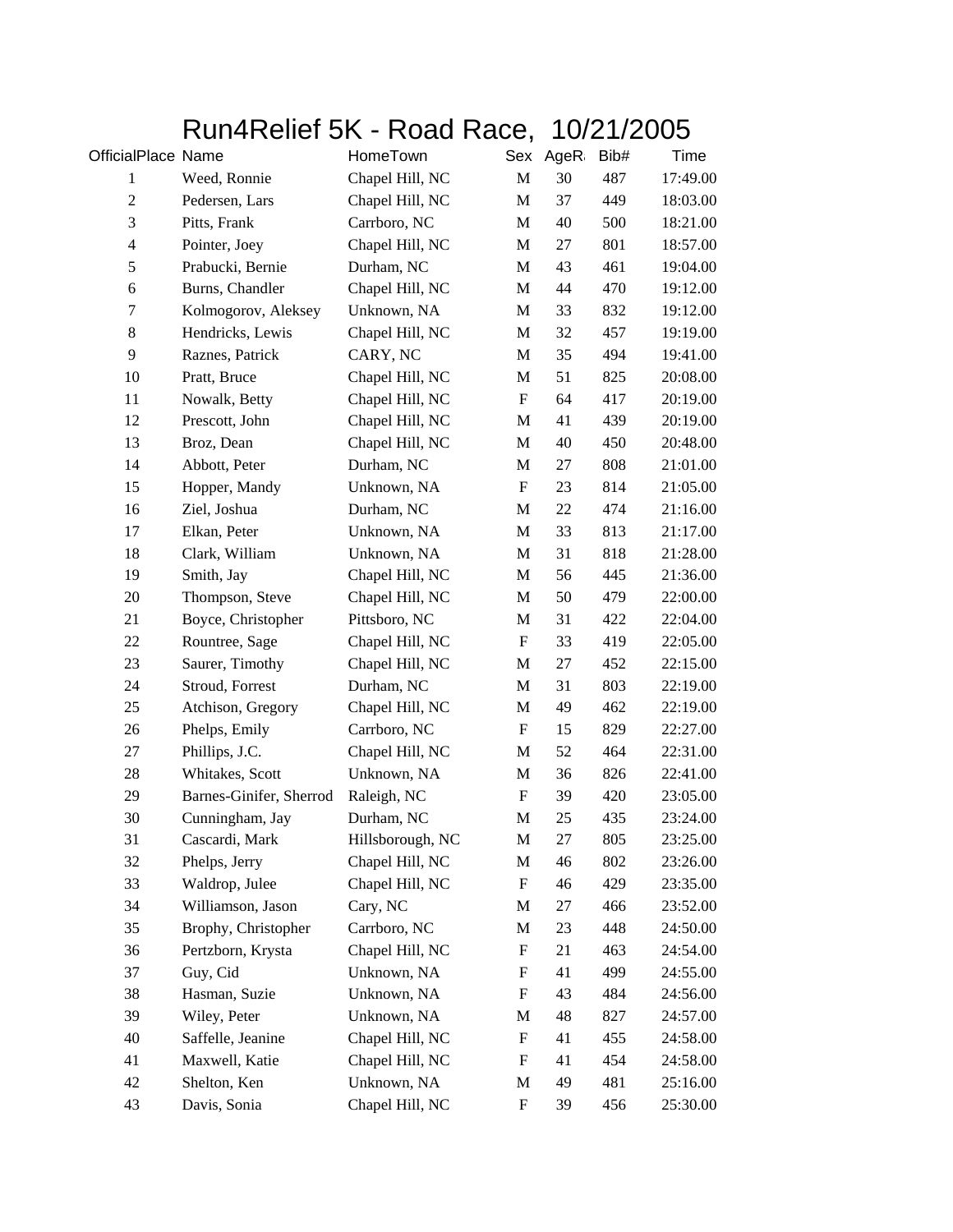# Run4Relief 5K - Road Race, 10/21/2005

| OfficialPlace | Name | HomeTown | Sex | AgeR | Bib# | Time |
|---|---|---|---|---|---|---|
| 1 | Weed, Ronnie | Chapel Hill, NC | M | 30 | 487 | 17:49.00 |
| 2 | Pedersen, Lars | Chapel Hill, NC | M | 37 | 449 | 18:03.00 |
| 3 | Pitts, Frank | Carrboro, NC | M | 40 | 500 | 18:21.00 |
| 4 | Pointer, Joey | Chapel Hill, NC | M | 27 | 801 | 18:57.00 |
| 5 | Prabucki, Bernie | Durham, NC | M | 43 | 461 | 19:04.00 |
| 6 | Burns, Chandler | Chapel Hill, NC | M | 44 | 470 | 19:12.00 |
| 7 | Kolmogorov, Aleksey | Unknown, NA | M | 33 | 832 | 19:12.00 |
| 8 | Hendricks, Lewis | Chapel Hill, NC | M | 32 | 457 | 19:19.00 |
| 9 | Raznes, Patrick | CARY, NC | M | 35 | 494 | 19:41.00 |
| 10 | Pratt, Bruce | Chapel Hill, NC | M | 51 | 825 | 20:08.00 |
| 11 | Nowalk, Betty | Chapel Hill, NC | F | 64 | 417 | 20:19.00 |
| 12 | Prescott, John | Chapel Hill, NC | M | 41 | 439 | 20:19.00 |
| 13 | Broz, Dean | Chapel Hill, NC | M | 40 | 450 | 20:48.00 |
| 14 | Abbott, Peter | Durham, NC | M | 27 | 808 | 21:01.00 |
| 15 | Hopper, Mandy | Unknown, NA | F | 23 | 814 | 21:05.00 |
| 16 | Ziel, Joshua | Durham, NC | M | 22 | 474 | 21:16.00 |
| 17 | Elkan, Peter | Unknown, NA | M | 33 | 813 | 21:17.00 |
| 18 | Clark, William | Unknown, NA | M | 31 | 818 | 21:28.00 |
| 19 | Smith, Jay | Chapel Hill, NC | M | 56 | 445 | 21:36.00 |
| 20 | Thompson, Steve | Chapel Hill, NC | M | 50 | 479 | 22:00.00 |
| 21 | Boyce, Christopher | Pittsboro, NC | M | 31 | 422 | 22:04.00 |
| 22 | Rountree, Sage | Chapel Hill, NC | F | 33 | 419 | 22:05.00 |
| 23 | Saurer, Timothy | Chapel Hill, NC | M | 27 | 452 | 22:15.00 |
| 24 | Stroud, Forrest | Durham, NC | M | 31 | 803 | 22:19.00 |
| 25 | Atchison, Gregory | Chapel Hill, NC | M | 49 | 462 | 22:19.00 |
| 26 | Phelps, Emily | Carrboro, NC | F | 15 | 829 | 22:27.00 |
| 27 | Phillips, J.C. | Chapel Hill, NC | M | 52 | 464 | 22:31.00 |
| 28 | Whitakes, Scott | Unknown, NA | M | 36 | 826 | 22:41.00 |
| 29 | Barnes-Ginifer, Sherrod | Raleigh, NC | F | 39 | 420 | 23:05.00 |
| 30 | Cunningham, Jay | Durham, NC | M | 25 | 435 | 23:24.00 |
| 31 | Cascardi, Mark | Hillsborough, NC | M | 27 | 805 | 23:25.00 |
| 32 | Phelps, Jerry | Chapel Hill, NC | M | 46 | 802 | 23:26.00 |
| 33 | Waldrop, Julee | Chapel Hill, NC | F | 46 | 429 | 23:35.00 |
| 34 | Williamson, Jason | Cary, NC | M | 27 | 466 | 23:52.00 |
| 35 | Brophy, Christopher | Carrboro, NC | M | 23 | 448 | 24:50.00 |
| 36 | Pertzborn, Krysta | Chapel Hill, NC | F | 21 | 463 | 24:54.00 |
| 37 | Guy, Cid | Unknown, NA | F | 41 | 499 | 24:55.00 |
| 38 | Hasman, Suzie | Unknown, NA | F | 43 | 484 | 24:56.00 |
| 39 | Wiley, Peter | Unknown, NA | M | 48 | 827 | 24:57.00 |
| 40 | Saffelle, Jeanine | Chapel Hill, NC | F | 41 | 455 | 24:58.00 |
| 41 | Maxwell, Katie | Chapel Hill, NC | F | 41 | 454 | 24:58.00 |
| 42 | Shelton, Ken | Unknown, NA | M | 49 | 481 | 25:16.00 |
| 43 | Davis, Sonia | Chapel Hill, NC | F | 39 | 456 | 25:30.00 |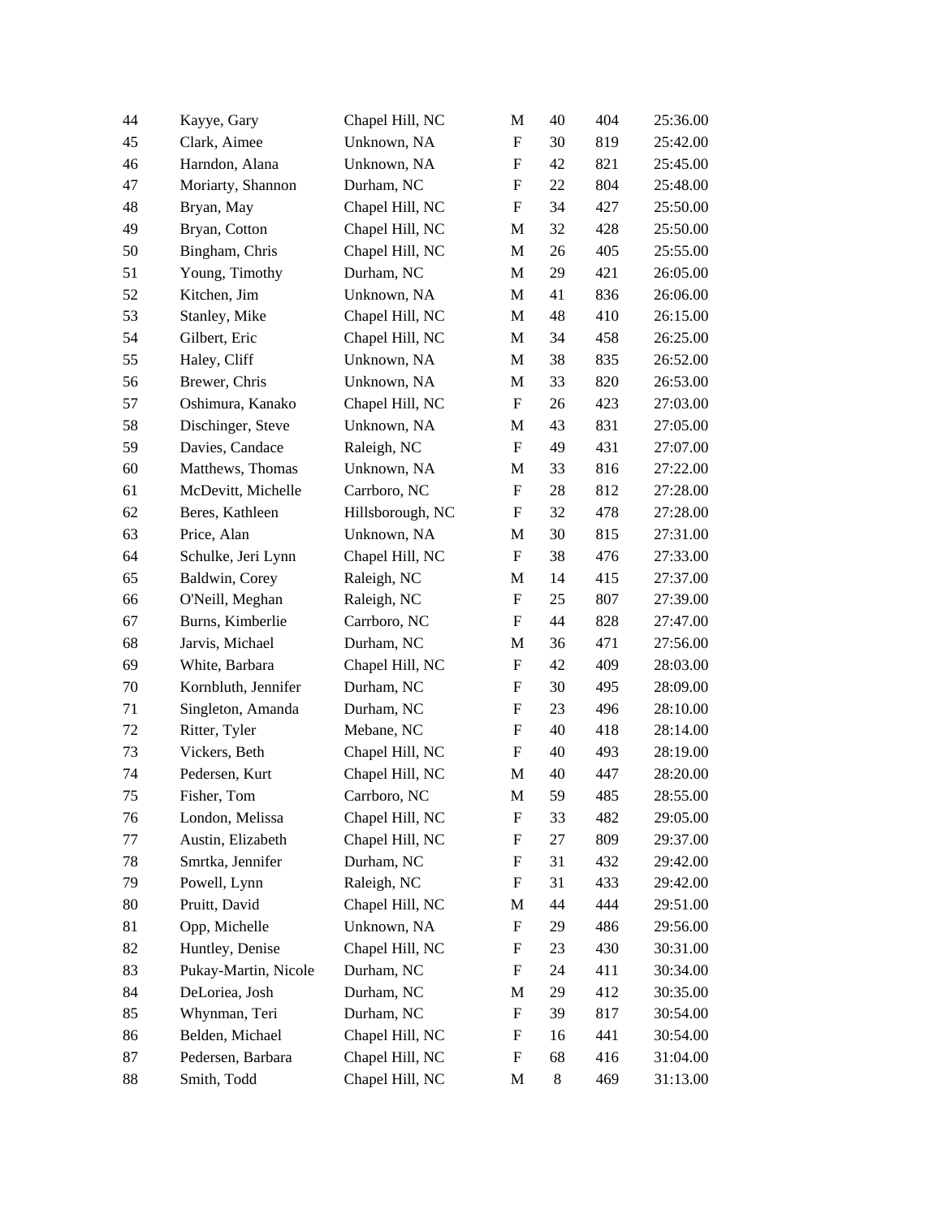| | | | | | | |
|---|---|---|---|---|---|---|
| 44 | Kayye, Gary | Chapel Hill, NC | M | 40 | 404 | 25:36.00 |
| 45 | Clark, Aimee | Unknown, NA | F | 30 | 819 | 25:42.00 |
| 46 | Harndon, Alana | Unknown, NA | F | 42 | 821 | 25:45.00 |
| 47 | Moriarty, Shannon | Durham, NC | F | 22 | 804 | 25:48.00 |
| 48 | Bryan, May | Chapel Hill, NC | F | 34 | 427 | 25:50.00 |
| 49 | Bryan, Cotton | Chapel Hill, NC | M | 32 | 428 | 25:50.00 |
| 50 | Bingham, Chris | Chapel Hill, NC | M | 26 | 405 | 25:55.00 |
| 51 | Young, Timothy | Durham, NC | M | 29 | 421 | 26:05.00 |
| 52 | Kitchen, Jim | Unknown, NA | M | 41 | 836 | 26:06.00 |
| 53 | Stanley, Mike | Chapel Hill, NC | M | 48 | 410 | 26:15.00 |
| 54 | Gilbert, Eric | Chapel Hill, NC | M | 34 | 458 | 26:25.00 |
| 55 | Haley, Cliff | Unknown, NA | M | 38 | 835 | 26:52.00 |
| 56 | Brewer, Chris | Unknown, NA | M | 33 | 820 | 26:53.00 |
| 57 | Oshimura, Kanako | Chapel Hill, NC | F | 26 | 423 | 27:03.00 |
| 58 | Dischinger, Steve | Unknown, NA | M | 43 | 831 | 27:05.00 |
| 59 | Davies, Candace | Raleigh, NC | F | 49 | 431 | 27:07.00 |
| 60 | Matthews, Thomas | Unknown, NA | M | 33 | 816 | 27:22.00 |
| 61 | McDevitt, Michelle | Carrboro, NC | F | 28 | 812 | 27:28.00 |
| 62 | Beres, Kathleen | Hillsborough, NC | F | 32 | 478 | 27:28.00 |
| 63 | Price, Alan | Unknown, NA | M | 30 | 815 | 27:31.00 |
| 64 | Schulke, Jeri Lynn | Chapel Hill, NC | F | 38 | 476 | 27:33.00 |
| 65 | Baldwin, Corey | Raleigh, NC | M | 14 | 415 | 27:37.00 |
| 66 | O'Neill, Meghan | Raleigh, NC | F | 25 | 807 | 27:39.00 |
| 67 | Burns, Kimberlie | Carrboro, NC | F | 44 | 828 | 27:47.00 |
| 68 | Jarvis, Michael | Durham, NC | M | 36 | 471 | 27:56.00 |
| 69 | White, Barbara | Chapel Hill, NC | F | 42 | 409 | 28:03.00 |
| 70 | Kornbluth, Jennifer | Durham, NC | F | 30 | 495 | 28:09.00 |
| 71 | Singleton, Amanda | Durham, NC | F | 23 | 496 | 28:10.00 |
| 72 | Ritter, Tyler | Mebane, NC | F | 40 | 418 | 28:14.00 |
| 73 | Vickers, Beth | Chapel Hill, NC | F | 40 | 493 | 28:19.00 |
| 74 | Pedersen, Kurt | Chapel Hill, NC | M | 40 | 447 | 28:20.00 |
| 75 | Fisher, Tom | Carrboro, NC | M | 59 | 485 | 28:55.00 |
| 76 | London, Melissa | Chapel Hill, NC | F | 33 | 482 | 29:05.00 |
| 77 | Austin, Elizabeth | Chapel Hill, NC | F | 27 | 809 | 29:37.00 |
| 78 | Smrtka, Jennifer | Durham, NC | F | 31 | 432 | 29:42.00 |
| 79 | Powell, Lynn | Raleigh, NC | F | 31 | 433 | 29:42.00 |
| 80 | Pruitt, David | Chapel Hill, NC | M | 44 | 444 | 29:51.00 |
| 81 | Opp, Michelle | Unknown, NA | F | 29 | 486 | 29:56.00 |
| 82 | Huntley, Denise | Chapel Hill, NC | F | 23 | 430 | 30:31.00 |
| 83 | Pukay-Martin, Nicole | Durham, NC | F | 24 | 411 | 30:34.00 |
| 84 | DeLoriea, Josh | Durham, NC | M | 29 | 412 | 30:35.00 |
| 85 | Whynman, Teri | Durham, NC | F | 39 | 817 | 30:54.00 |
| 86 | Belden, Michael | Chapel Hill, NC | F | 16 | 441 | 30:54.00 |
| 87 | Pedersen, Barbara | Chapel Hill, NC | F | 68 | 416 | 31:04.00 |
| 88 | Smith, Todd | Chapel Hill, NC | M | 8 | 469 | 31:13.00 |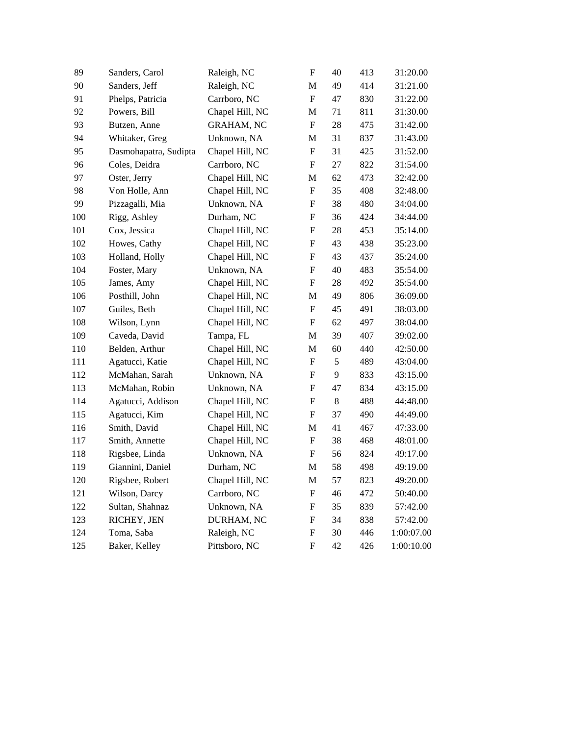| | | | | | | |
|---|---|---|---|---|---|---|
| 89 | Sanders, Carol | Raleigh, NC | F | 40 | 413 | 31:20.00 |
| 90 | Sanders, Jeff | Raleigh, NC | M | 49 | 414 | 31:21.00 |
| 91 | Phelps, Patricia | Carrboro, NC | F | 47 | 830 | 31:22.00 |
| 92 | Powers, Bill | Chapel Hill, NC | M | 71 | 811 | 31:30.00 |
| 93 | Butzen, Anne | GRAHAM, NC | F | 28 | 475 | 31:42.00 |
| 94 | Whitaker, Greg | Unknown, NA | M | 31 | 837 | 31:43.00 |
| 95 | Dasmohapatra, Sudipta | Chapel Hill, NC | F | 31 | 425 | 31:52.00 |
| 96 | Coles, Deidra | Carrboro, NC | F | 27 | 822 | 31:54.00 |
| 97 | Oster, Jerry | Chapel Hill, NC | M | 62 | 473 | 32:42.00 |
| 98 | Von Holle, Ann | Chapel Hill, NC | F | 35 | 408 | 32:48.00 |
| 99 | Pizzagalli, Mia | Unknown, NA | F | 38 | 480 | 34:04.00 |
| 100 | Rigg, Ashley | Durham, NC | F | 36 | 424 | 34:44.00 |
| 101 | Cox, Jessica | Chapel Hill, NC | F | 28 | 453 | 35:14.00 |
| 102 | Howes, Cathy | Chapel Hill, NC | F | 43 | 438 | 35:23.00 |
| 103 | Holland, Holly | Chapel Hill, NC | F | 43 | 437 | 35:24.00 |
| 104 | Foster, Mary | Unknown, NA | F | 40 | 483 | 35:54.00 |
| 105 | James, Amy | Chapel Hill, NC | F | 28 | 492 | 35:54.00 |
| 106 | Posthill, John | Chapel Hill, NC | M | 49 | 806 | 36:09.00 |
| 107 | Guiles, Beth | Chapel Hill, NC | F | 45 | 491 | 38:03.00 |
| 108 | Wilson, Lynn | Chapel Hill, NC | F | 62 | 497 | 38:04.00 |
| 109 | Caveda, David | Tampa, FL | M | 39 | 407 | 39:02.00 |
| 110 | Belden, Arthur | Chapel Hill, NC | M | 60 | 440 | 42:50.00 |
| 111 | Agatucci, Katie | Chapel Hill, NC | F | 5 | 489 | 43:04.00 |
| 112 | McMahan, Sarah | Unknown, NA | F | 9 | 833 | 43:15.00 |
| 113 | McMahan, Robin | Unknown, NA | F | 47 | 834 | 43:15.00 |
| 114 | Agatucci, Addison | Chapel Hill, NC | F | 8 | 488 | 44:48.00 |
| 115 | Agatucci, Kim | Chapel Hill, NC | F | 37 | 490 | 44:49.00 |
| 116 | Smith, David | Chapel Hill, NC | M | 41 | 467 | 47:33.00 |
| 117 | Smith, Annette | Chapel Hill, NC | F | 38 | 468 | 48:01.00 |
| 118 | Rigsbee, Linda | Unknown, NA | F | 56 | 824 | 49:17.00 |
| 119 | Giannini, Daniel | Durham, NC | M | 58 | 498 | 49:19.00 |
| 120 | Rigsbee, Robert | Chapel Hill, NC | M | 57 | 823 | 49:20.00 |
| 121 | Wilson, Darcy | Carrboro, NC | F | 46 | 472 | 50:40.00 |
| 122 | Sultan, Shahnaz | Unknown, NA | F | 35 | 839 | 57:42.00 |
| 123 | RICHEY, JEN | DURHAM, NC | F | 34 | 838 | 57:42.00 |
| 124 | Toma, Saba | Raleigh, NC | F | 30 | 446 | 1:00:07.00 |
| 125 | Baker, Kelley | Pittsboro, NC | F | 42 | 426 | 1:00:10.00 |